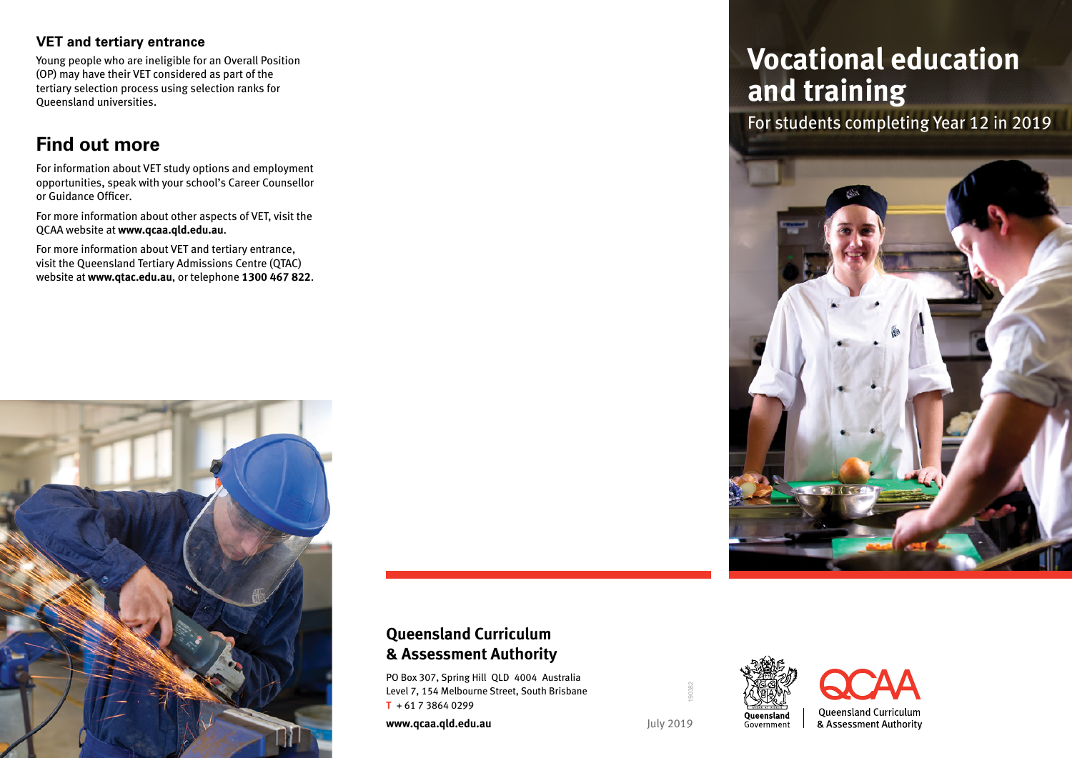## VET and tertiary entrance

Young people who are ineligible for an Overall Position (OP) may have their VET considered as part of the tertiary selection process using selection ranks for Queensland universities.

## Find out more

For information about VET study options and employment opportunities, speak with your school's Career Counsellor or Guidance Officer.

For more information about other aspects of VET, visit the QCAA website at **www.qcaa.qld.edu.au**.

For more information about VET and tertiary entrance, visit the Queensland Tertiary Admissions Centre (QTAC) website at **www.qtac.edu.au**, or telephone **1300 467 822**.

**Queensland Curriculum & Assessment Authority**

PO Box 307, Spring Hill QLD 4004 Australia
Level 7, 154 Melbourne Street, South Brisbane
**T** + 61 7 3864 0299

**www.qcaa.qld.edu.au**

July 2019

190382

Queensland Government

Queensland Curriculum & Assessment Authority

# Vocational education and training

For students completing Year 12 in 2019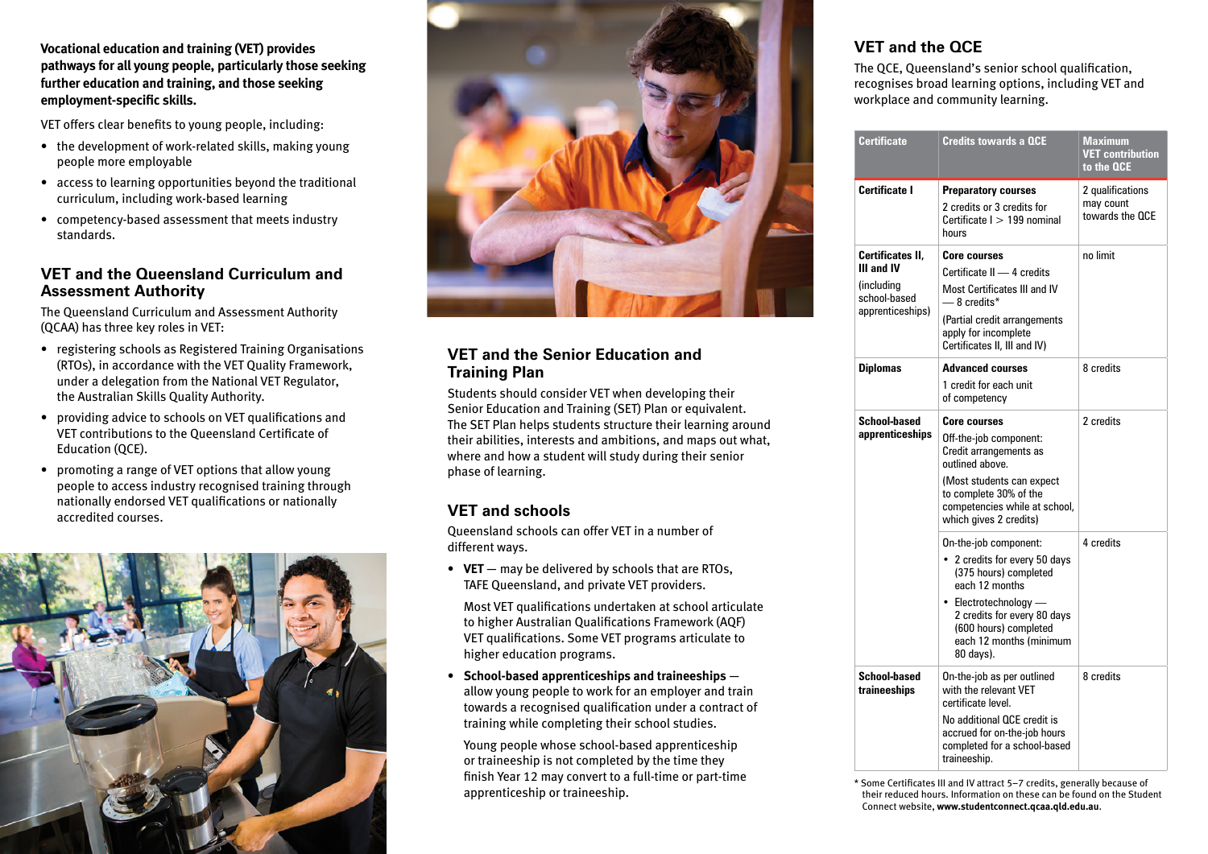**Vocational education and training (VET) provides pathways for all young people, particularly those seeking further education and training, and those seeking employment-specific skills.**

VET offers clear benefits to young people, including:

- the development of work-related skills, making young people more employable
- access to learning opportunities beyond the traditional curriculum, including work-based learning
- competency-based assessment that meets industry standards.

## VET and the Queensland Curriculum and Assessment Authority

The Queensland Curriculum and Assessment Authority (QCAA) has three key roles in VET:

- registering schools as Registered Training Organisations (RTOs), in accordance with the VET Quality Framework, under a delegation from the National VET Regulator, the Australian Skills Quality Authority.
- providing advice to schools on VET qualifications and VET contributions to the Queensland Certificate of Education (QCE).
- promoting a range of VET options that allow young people to access industry recognised training through nationally endorsed VET qualifications or nationally accredited courses.

## VET and the Senior Education and Training Plan

Students should consider VET when developing their Senior Education and Training (SET) Plan or equivalent. The SET Plan helps students structure their learning around their abilities, interests and ambitions, and maps out what, where and how a student will study during their senior phase of learning.

## VET and schools

Queensland schools can offer VET in a number of different ways.

- **VET** — may be delivered by schools that are RTOs, TAFE Queensland, and private VET providers.

  Most VET qualifications undertaken at school articulate to higher Australian Qualifications Framework (AQF) VET qualifications. Some VET programs articulate to higher education programs.

- **School-based apprenticeships and traineeships** — allow young people to work for an employer and train towards a recognised qualification under a contract of training while completing their school studies.

  Young people whose school-based apprenticeship or traineeship is not completed by the time they finish Year 12 may convert to a full-time or part-time apprenticeship or traineeship.

## VET and the QCE

The QCE, Queensland's senior school qualification, recognises broad learning options, including VET and workplace and community learning.

| Certificate | Credits towards a QCE | Maximum VET contribution to the QCE |
|---|---|---|
| **Certificate I** | **Preparatory courses**<br>2 credits or 3 credits for Certificate I > 199 nominal hours | 2 qualifications may count towards the QCE |
| **Certificates II, III and IV**<br>(including school-based apprenticeships) | **Core courses**<br>Certificate II — 4 credits<br>Most Certificates III and IV — 8 credits*<br>(Partial credit arrangements apply for incomplete Certificates II, III and IV) | no limit |
| **Diplomas** | **Advanced courses**<br>1 credit for each unit of competency | 8 credits |
| **School-based apprenticeships** | **Core courses**<br>Off-the-job component: Credit arrangements as outlined above.<br>(Most students can expect to complete 30% of the competencies while at school, which gives 2 credits) | 2 credits |
| | On-the-job component:<br>• 2 credits for every 50 days (375 hours) completed each 12 months<br>• Electrotechnology — 2 credits for every 80 days (600 hours) completed each 12 months (minimum 80 days). | 4 credits |
| **School-based traineeships** | On-the-job as per outlined with the relevant VET certificate level.<br>No additional QCE credit is accrued for on-the-job hours completed for a school-based traineeship. | 8 credits |

\* Some Certificates III and IV attract 5–7 credits, generally because of their reduced hours. Information on these can be found on the Student Connect website, **www.studentconnect.qcaa.qld.edu.au**.